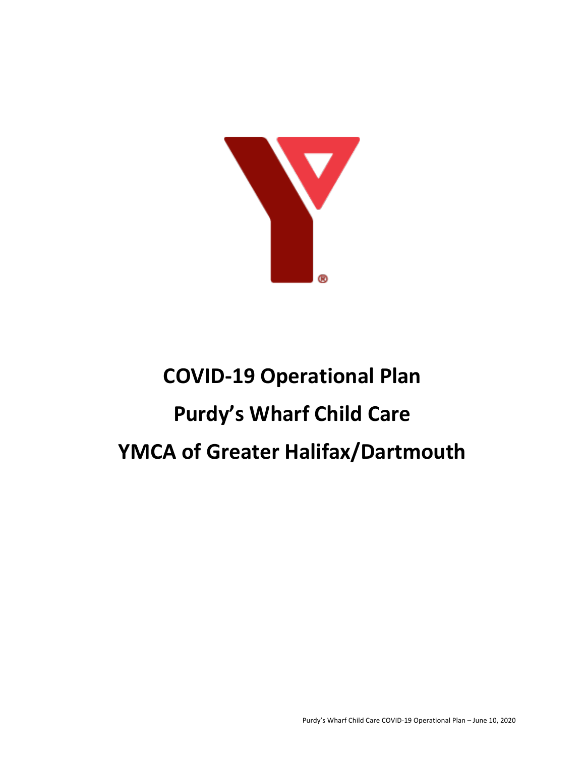# COVID-19 Operational Plan

# Purdy's Wharf Child Care

# YMCA of Greater Halifax/Dartmouth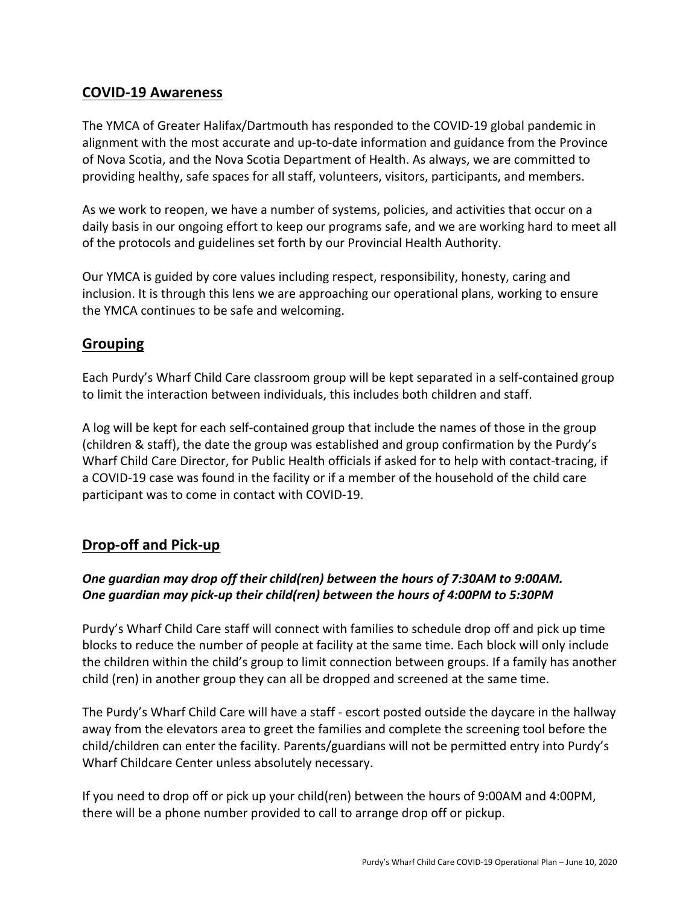## COVID-19 Awareness

The YMCA of Greater Halifax/Dartmouth has responded to the COVID-19 global pandemic in alignment with the most accurate and up-to-date information and guidance from the Province of Nova Scotia, and the Nova Scotia Department of Health. As always, we are committed to providing healthy, safe spaces for all staff, volunteers, visitors, participants, and members.

As we work to reopen, we have a number of systems, policies, and activities that occur on a daily basis in our ongoing effort to keep our programs safe, and we are working hard to meet all of the protocols and guidelines set forth by our Provincial Health Authority.

Our YMCA is guided by core values including respect, responsibility, honesty, caring and inclusion. It is through this lens we are approaching our operational plans, working to ensure the YMCA continues to be safe and welcoming.

## Grouping

Each Purdy's Wharf Child Care classroom group will be kept separated in a self-contained group to limit the interaction between individuals, this includes both children and staff.

A log will be kept for each self-contained group that include the names of those in the group (children & staff), the date the group was established and group confirmation by the Purdy's Wharf Child Care Director, for Public Health officials if asked for to help with contact-tracing, if a COVID-19 case was found in the facility or if a member of the household of the child care participant was to come in contact with COVID-19.

## Drop-off and Pick-up

***One guardian may drop off their child(ren) between the hours of 7:30AM to 9:00AM.***
***One guardian may pick-up their child(ren) between the hours of 4:00PM to 5:30PM***

Purdy's Wharf Child Care staff will connect with families to schedule drop off and pick up time blocks to reduce the number of people at facility at the same time. Each block will only include the children within the child's group to limit connection between groups. If a family has another child (ren) in another group they can all be dropped and screened at the same time.

The Purdy's Wharf Child Care will have a staff - escort posted outside the daycare in the hallway away from the elevators area to greet the families and complete the screening tool before the child/children can enter the facility. Parents/guardians will not be permitted entry into Purdy's Wharf Childcare Center unless absolutely necessary.

If you need to drop off or pick up your child(ren) between the hours of 9:00AM and 4:00PM, there will be a phone number provided to call to arrange drop off or pickup.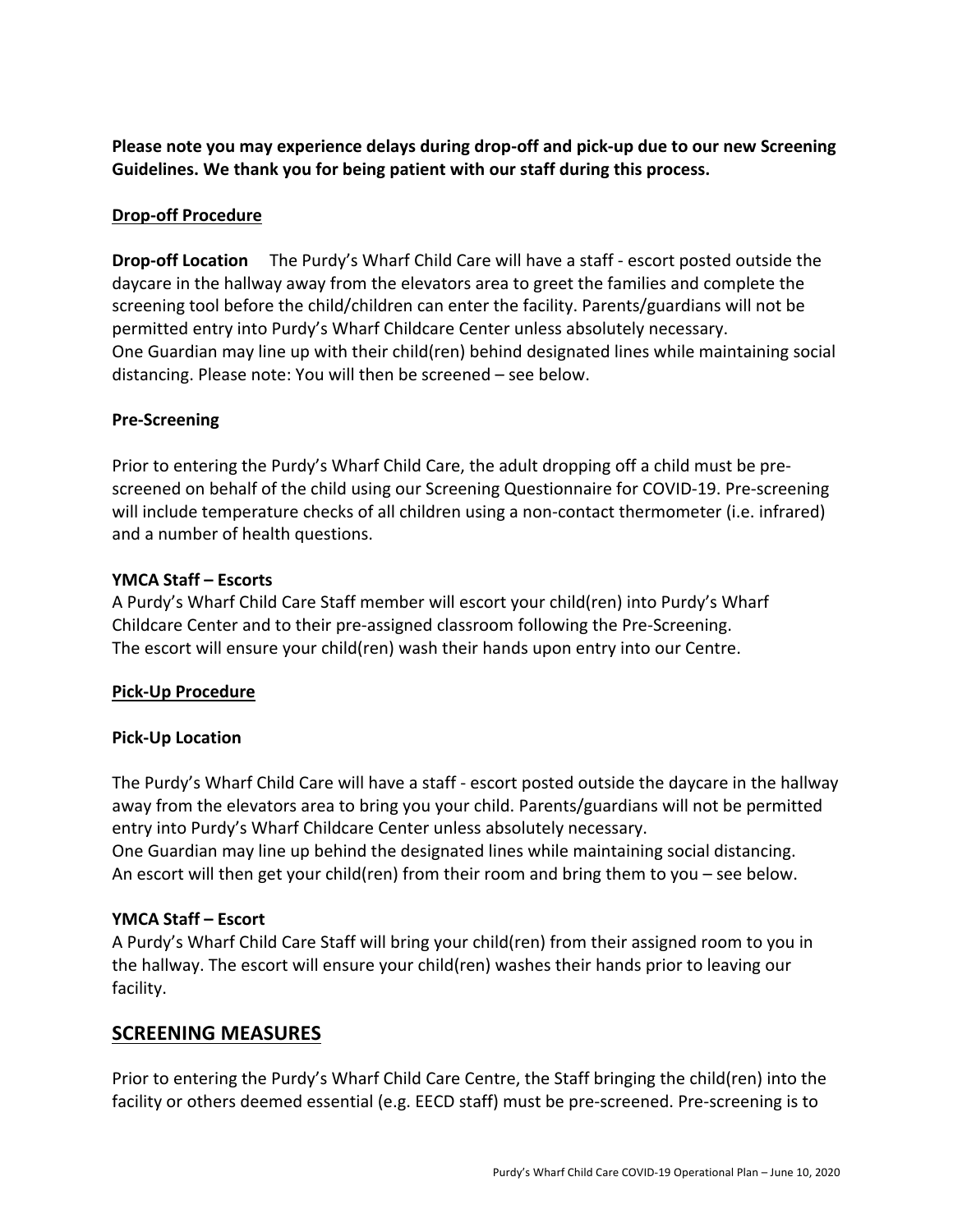**Please note you may experience delays during drop-off and pick-up due to our new Screening Guidelines. We thank you for being patient with our staff during this process.**

**Drop-off Procedure**

**Drop-off Location** The Purdy's Wharf Child Care will have a staff - escort posted outside the daycare in the hallway away from the elevators area to greet the families and complete the screening tool before the child/children can enter the facility. Parents/guardians will not be permitted entry into Purdy's Wharf Childcare Center unless absolutely necessary.
One Guardian may line up with their child(ren) behind designated lines while maintaining social distancing. Please note: You will then be screened – see below.

**Pre-Screening**

Prior to entering the Purdy's Wharf Child Care, the adult dropping off a child must be pre-screened on behalf of the child using our Screening Questionnaire for COVID-19. Pre-screening will include temperature checks of all children using a non-contact thermometer (i.e. infrared) and a number of health questions.

**YMCA Staff – Escorts**
A Purdy's Wharf Child Care Staff member will escort your child(ren) into Purdy's Wharf Childcare Center and to their pre-assigned classroom following the Pre-Screening.
The escort will ensure your child(ren) wash their hands upon entry into our Centre.

**Pick-Up Procedure**

**Pick-Up Location**

The Purdy's Wharf Child Care will have a staff - escort posted outside the daycare in the hallway away from the elevators area to bring you your child. Parents/guardians will not be permitted entry into Purdy's Wharf Childcare Center unless absolutely necessary.
One Guardian may line up behind the designated lines while maintaining social distancing.
An escort will then get your child(ren) from their room and bring them to you – see below.

**YMCA Staff – Escort**
A Purdy's Wharf Child Care Staff will bring your child(ren) from their assigned room to you in the hallway. The escort will ensure your child(ren) washes their hands prior to leaving our facility.

## SCREENING MEASURES

Prior to entering the Purdy's Wharf Child Care Centre, the Staff bringing the child(ren) into the facility or others deemed essential (e.g. EECD staff) must be pre-screened. Pre-screening is to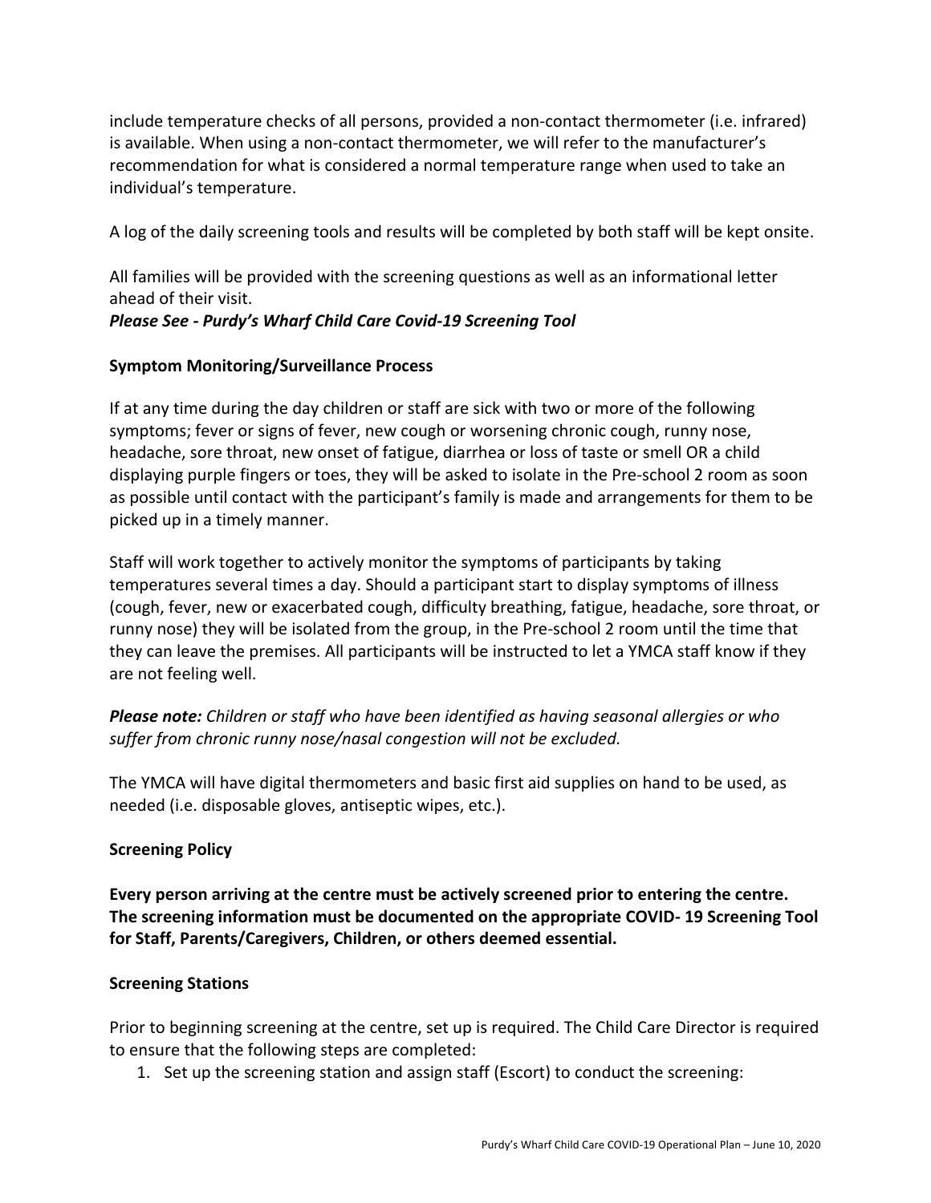include temperature checks of all persons, provided a non-contact thermometer (i.e. infrared) is available. When using a non-contact thermometer, we will refer to the manufacturer's recommendation for what is considered a normal temperature range when used to take an individual's temperature.

A log of the daily screening tools and results will be completed by both staff will be kept onsite.

All families will be provided with the screening questions as well as an informational letter ahead of their visit.
***Please See - Purdy's Wharf Child Care Covid-19 Screening Tool***

**Symptom Monitoring/Surveillance Process**

If at any time during the day children or staff are sick with two or more of the following symptoms; fever or signs of fever, new cough or worsening chronic cough, runny nose, headache, sore throat, new onset of fatigue, diarrhea or loss of taste or smell OR a child displaying purple fingers or toes, they will be asked to isolate in the Pre-school 2 room as soon as possible until contact with the participant's family is made and arrangements for them to be picked up in a timely manner.

Staff will work together to actively monitor the symptoms of participants by taking temperatures several times a day. Should a participant start to display symptoms of illness (cough, fever, new or exacerbated cough, difficulty breathing, fatigue, headache, sore throat, or runny nose) they will be isolated from the group, in the Pre-school 2 room until the time that they can leave the premises. All participants will be instructed to let a YMCA staff know if they are not feeling well.

***Please note:*** *Children or staff who have been identified as having seasonal allergies or who suffer from chronic runny nose/nasal congestion will not be excluded.*

The YMCA will have digital thermometers and basic first aid supplies on hand to be used, as needed (i.e. disposable gloves, antiseptic wipes, etc.).

**Screening Policy**

**Every person arriving at the centre must be actively screened prior to entering the centre. The screening information must be documented on the appropriate COVID- 19 Screening Tool for Staff, Parents/Caregivers, Children, or others deemed essential.**

**Screening Stations**

Prior to beginning screening at the centre, set up is required. The Child Care Director is required to ensure that the following steps are completed:

1. Set up the screening station and assign staff (Escort) to conduct the screening: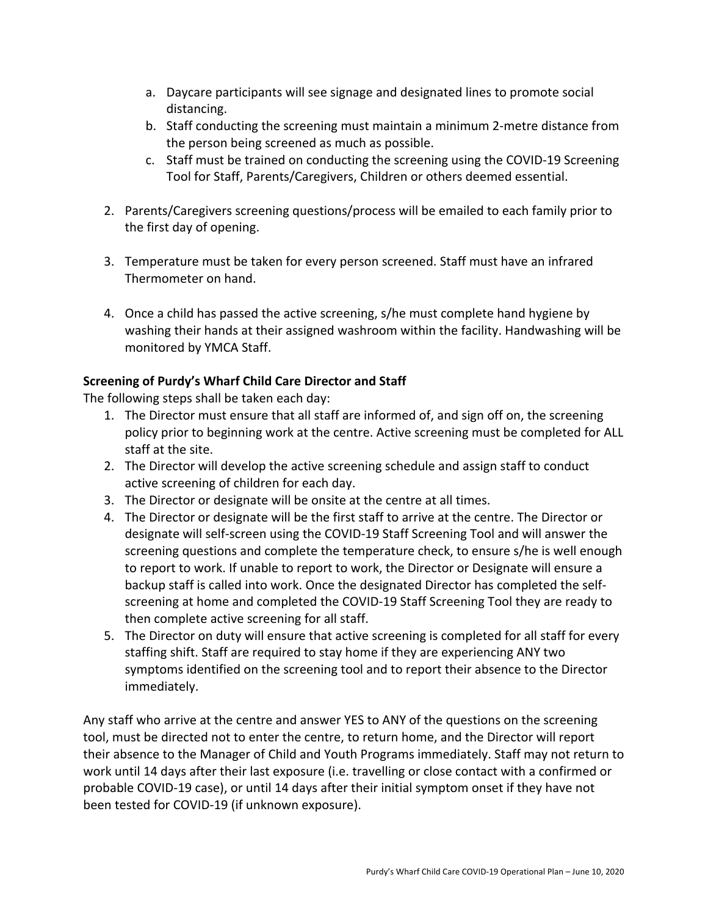a. Daycare participants will see signage and designated lines to promote social distancing.
   b. Staff conducting the screening must maintain a minimum 2-metre distance from the person being screened as much as possible.
   c. Staff must be trained on conducting the screening using the COVID-19 Screening Tool for Staff, Parents/Caregivers, Children or others deemed essential.

2. Parents/Caregivers screening questions/process will be emailed to each family prior to the first day of opening.

3. Temperature must be taken for every person screened. Staff must have an infrared Thermometer on hand.

4. Once a child has passed the active screening, s/he must complete hand hygiene by washing their hands at their assigned washroom within the facility. Handwashing will be monitored by YMCA Staff.

**Screening of Purdy's Wharf Child Care Director and Staff**

The following steps shall be taken each day:

1. The Director must ensure that all staff are informed of, and sign off on, the screening policy prior to beginning work at the centre. Active screening must be completed for ALL staff at the site.
2. The Director will develop the active screening schedule and assign staff to conduct active screening of children for each day.
3. The Director or designate will be onsite at the centre at all times.
4. The Director or designate will be the first staff to arrive at the centre. The Director or designate will self-screen using the COVID-19 Staff Screening Tool and will answer the screening questions and complete the temperature check, to ensure s/he is well enough to report to work. If unable to report to work, the Director or Designate will ensure a backup staff is called into work. Once the designated Director has completed the self-screening at home and completed the COVID-19 Staff Screening Tool they are ready to then complete active screening for all staff.
5. The Director on duty will ensure that active screening is completed for all staff for every staffing shift. Staff are required to stay home if they are experiencing ANY two symptoms identified on the screening tool and to report their absence to the Director immediately.

Any staff who arrive at the centre and answer YES to ANY of the questions on the screening tool, must be directed not to enter the centre, to return home, and the Director will report their absence to the Manager of Child and Youth Programs immediately. Staff may not return to work until 14 days after their last exposure (i.e. travelling or close contact with a confirmed or probable COVID-19 case), or until 14 days after their initial symptom onset if they have not been tested for COVID-19 (if unknown exposure).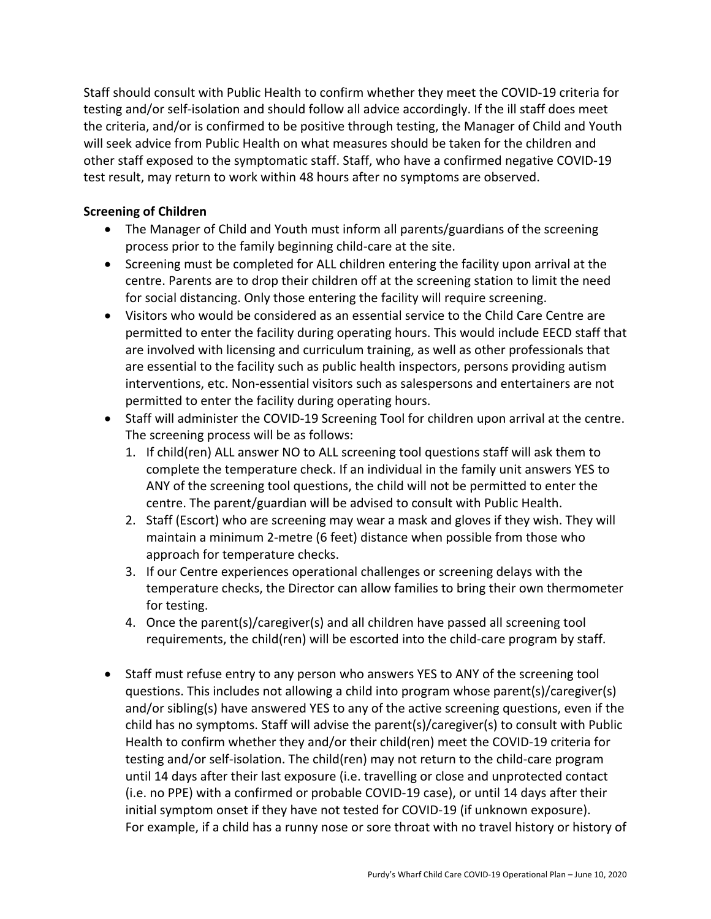Staff should consult with Public Health to confirm whether they meet the COVID-19 criteria for testing and/or self-isolation and should follow all advice accordingly. If the ill staff does meet the criteria, and/or is confirmed to be positive through testing, the Manager of Child and Youth will seek advice from Public Health on what measures should be taken for the children and other staff exposed to the symptomatic staff. Staff, who have a confirmed negative COVID-19 test result, may return to work within 48 hours after no symptoms are observed.

**Screening of Children**

- The Manager of Child and Youth must inform all parents/guardians of the screening process prior to the family beginning child-care at the site.
- Screening must be completed for ALL children entering the facility upon arrival at the centre. Parents are to drop their children off at the screening station to limit the need for social distancing. Only those entering the facility will require screening.
- Visitors who would be considered as an essential service to the Child Care Centre are permitted to enter the facility during operating hours. This would include EECD staff that are involved with licensing and curriculum training, as well as other professionals that are essential to the facility such as public health inspectors, persons providing autism interventions, etc. Non-essential visitors such as salespersons and entertainers are not permitted to enter the facility during operating hours.
- Staff will administer the COVID-19 Screening Tool for children upon arrival at the centre. The screening process will be as follows:
  1. If child(ren) ALL answer NO to ALL screening tool questions staff will ask them to complete the temperature check. If an individual in the family unit answers YES to ANY of the screening tool questions, the child will not be permitted to enter the centre. The parent/guardian will be advised to consult with Public Health.
  2. Staff (Escort) who are screening may wear a mask and gloves if they wish. They will maintain a minimum 2-metre (6 feet) distance when possible from those who approach for temperature checks.
  3. If our Centre experiences operational challenges or screening delays with the temperature checks, the Director can allow families to bring their own thermometer for testing.
  4. Once the parent(s)/caregiver(s) and all children have passed all screening tool requirements, the child(ren) will be escorted into the child-care program by staff.

- Staff must refuse entry to any person who answers YES to ANY of the screening tool questions. This includes not allowing a child into program whose parent(s)/caregiver(s) and/or sibling(s) have answered YES to any of the active screening questions, even if the child has no symptoms. Staff will advise the parent(s)/caregiver(s) to consult with Public Health to confirm whether they and/or their child(ren) meet the COVID-19 criteria for testing and/or self-isolation. The child(ren) may not return to the child-care program until 14 days after their last exposure (i.e. travelling or close and unprotected contact (i.e. no PPE) with a confirmed or probable COVID-19 case), or until 14 days after their initial symptom onset if they have not tested for COVID-19 (if unknown exposure). For example, if a child has a runny nose or sore throat with no travel history or history of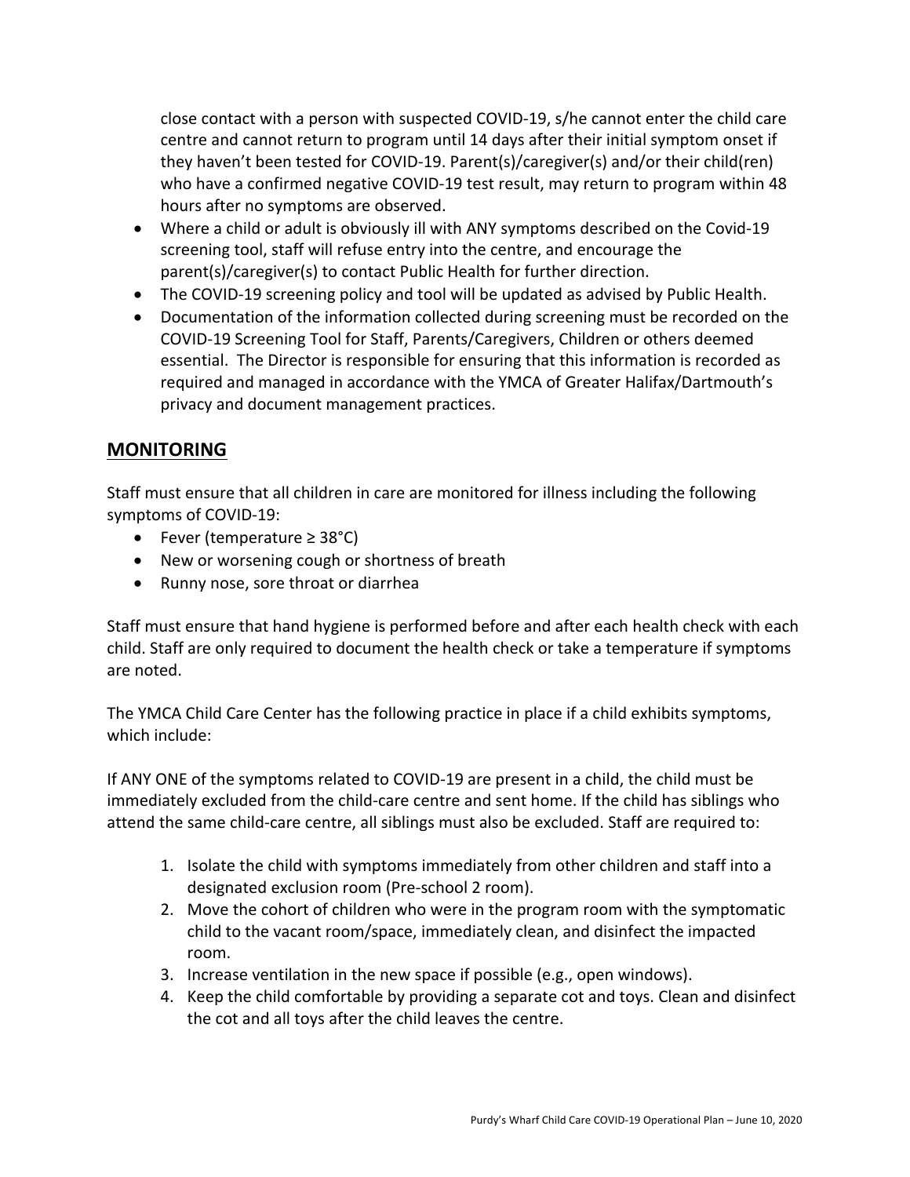close contact with a person with suspected COVID-19, s/he cannot enter the child care centre and cannot return to program until 14 days after their initial symptom onset if they haven't been tested for COVID-19. Parent(s)/caregiver(s) and/or their child(ren) who have a confirmed negative COVID-19 test result, may return to program within 48 hours after no symptoms are observed.

- Where a child or adult is obviously ill with ANY symptoms described on the Covid-19 screening tool, staff will refuse entry into the centre, and encourage the parent(s)/caregiver(s) to contact Public Health for further direction.
- The COVID-19 screening policy and tool will be updated as advised by Public Health.
- Documentation of the information collected during screening must be recorded on the COVID-19 Screening Tool for Staff, Parents/Caregivers, Children or others deemed essential. The Director is responsible for ensuring that this information is recorded as required and managed in accordance with the YMCA of Greater Halifax/Dartmouth's privacy and document management practices.

## MONITORING

Staff must ensure that all children in care are monitored for illness including the following symptoms of COVID-19:

- Fever (temperature ≥ 38°C)
- New or worsening cough or shortness of breath
- Runny nose, sore throat or diarrhea

Staff must ensure that hand hygiene is performed before and after each health check with each child. Staff are only required to document the health check or take a temperature if symptoms are noted.

The YMCA Child Care Center has the following practice in place if a child exhibits symptoms, which include:

If ANY ONE of the symptoms related to COVID-19 are present in a child, the child must be immediately excluded from the child-care centre and sent home. If the child has siblings who attend the same child-care centre, all siblings must also be excluded. Staff are required to:

1. Isolate the child with symptoms immediately from other children and staff into a designated exclusion room (Pre-school 2 room).
2. Move the cohort of children who were in the program room with the symptomatic child to the vacant room/space, immediately clean, and disinfect the impacted room.
3. Increase ventilation in the new space if possible (e.g., open windows).
4. Keep the child comfortable by providing a separate cot and toys. Clean and disinfect the cot and all toys after the child leaves the centre.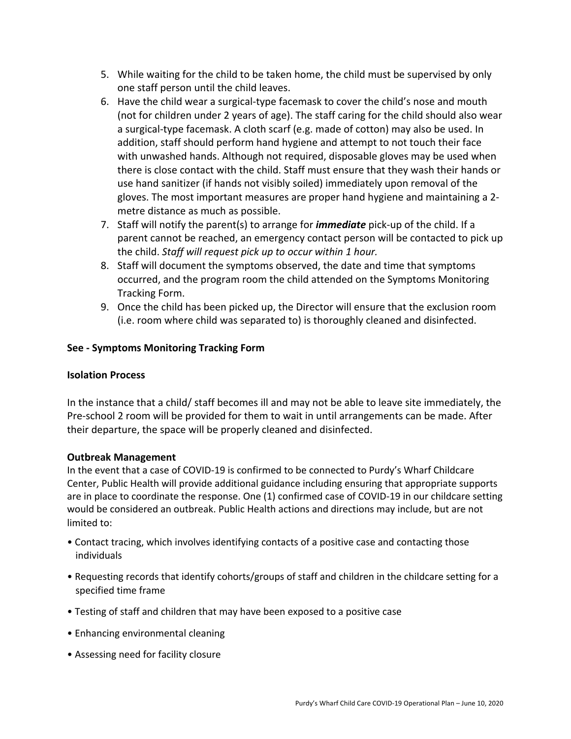5. While waiting for the child to be taken home, the child must be supervised by only one staff person until the child leaves.
6. Have the child wear a surgical-type facemask to cover the child's nose and mouth (not for children under 2 years of age). The staff caring for the child should also wear a surgical-type facemask. A cloth scarf (e.g. made of cotton) may also be used. In addition, staff should perform hand hygiene and attempt to not touch their face with unwashed hands. Although not required, disposable gloves may be used when there is close contact with the child. Staff must ensure that they wash their hands or use hand sanitizer (if hands not visibly soiled) immediately upon removal of the gloves. The most important measures are proper hand hygiene and maintaining a 2-metre distance as much as possible.
7. Staff will notify the parent(s) to arrange for ***immediate*** pick-up of the child. If a parent cannot be reached, an emergency contact person will be contacted to pick up the child. *Staff will request pick up to occur within 1 hour.*
8. Staff will document the symptoms observed, the date and time that symptoms occurred, and the program room the child attended on the Symptoms Monitoring Tracking Form.
9. Once the child has been picked up, the Director will ensure that the exclusion room (i.e. room where child was separated to) is thoroughly cleaned and disinfected.

**See - Symptoms Monitoring Tracking Form**

**Isolation Process**

In the instance that a child/ staff becomes ill and may not be able to leave site immediately, the Pre-school 2 room will be provided for them to wait in until arrangements can be made. After their departure, the space will be properly cleaned and disinfected.

**Outbreak Management**

In the event that a case of COVID-19 is confirmed to be connected to Purdy's Wharf Childcare Center, Public Health will provide additional guidance including ensuring that appropriate supports are in place to coordinate the response. One (1) confirmed case of COVID-19 in our childcare setting would be considered an outbreak. Public Health actions and directions may include, but are not limited to:

- Contact tracing, which involves identifying contacts of a positive case and contacting those individuals
- Requesting records that identify cohorts/groups of staff and children in the childcare setting for a specified time frame
- Testing of staff and children that may have been exposed to a positive case
- Enhancing environmental cleaning
- Assessing need for facility closure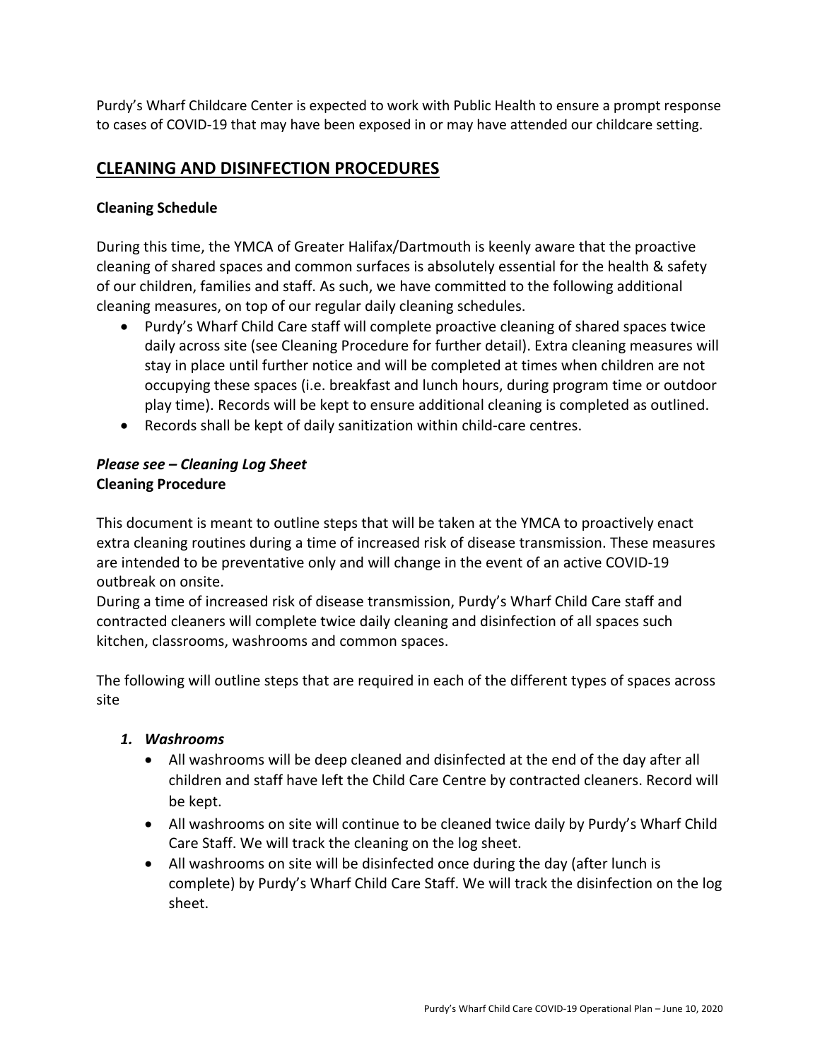Purdy's Wharf Childcare Center is expected to work with Public Health to ensure a prompt response to cases of COVID-19 that may have been exposed in or may have attended our childcare setting.

## CLEANING AND DISINFECTION PROCEDURES

**Cleaning Schedule**

During this time, the YMCA of Greater Halifax/Dartmouth is keenly aware that the proactive cleaning of shared spaces and common surfaces is absolutely essential for the health & safety of our children, families and staff. As such, we have committed to the following additional cleaning measures, on top of our regular daily cleaning schedules.

- Purdy's Wharf Child Care staff will complete proactive cleaning of shared spaces twice daily across site (see Cleaning Procedure for further detail). Extra cleaning measures will stay in place until further notice and will be completed at times when children are not occupying these spaces (i.e. breakfast and lunch hours, during program time or outdoor play time). Records will be kept to ensure additional cleaning is completed as outlined.
- Records shall be kept of daily sanitization within child-care centres.

***Please see – Cleaning Log Sheet***
**Cleaning Procedure**

This document is meant to outline steps that will be taken at the YMCA to proactively enact extra cleaning routines during a time of increased risk of disease transmission. These measures are intended to be preventative only and will change in the event of an active COVID-19 outbreak on onsite.
During a time of increased risk of disease transmission, Purdy's Wharf Child Care staff and contracted cleaners will complete twice daily cleaning and disinfection of all spaces such kitchen, classrooms, washrooms and common spaces.

The following will outline steps that are required in each of the different types of spaces across site

1. ***Washrooms***
   - All washrooms will be deep cleaned and disinfected at the end of the day after all children and staff have left the Child Care Centre by contracted cleaners. Record will be kept.
   - All washrooms on site will continue to be cleaned twice daily by Purdy's Wharf Child Care Staff. We will track the cleaning on the log sheet.
   - All washrooms on site will be disinfected once during the day (after lunch is complete) by Purdy's Wharf Child Care Staff. We will track the disinfection on the log sheet.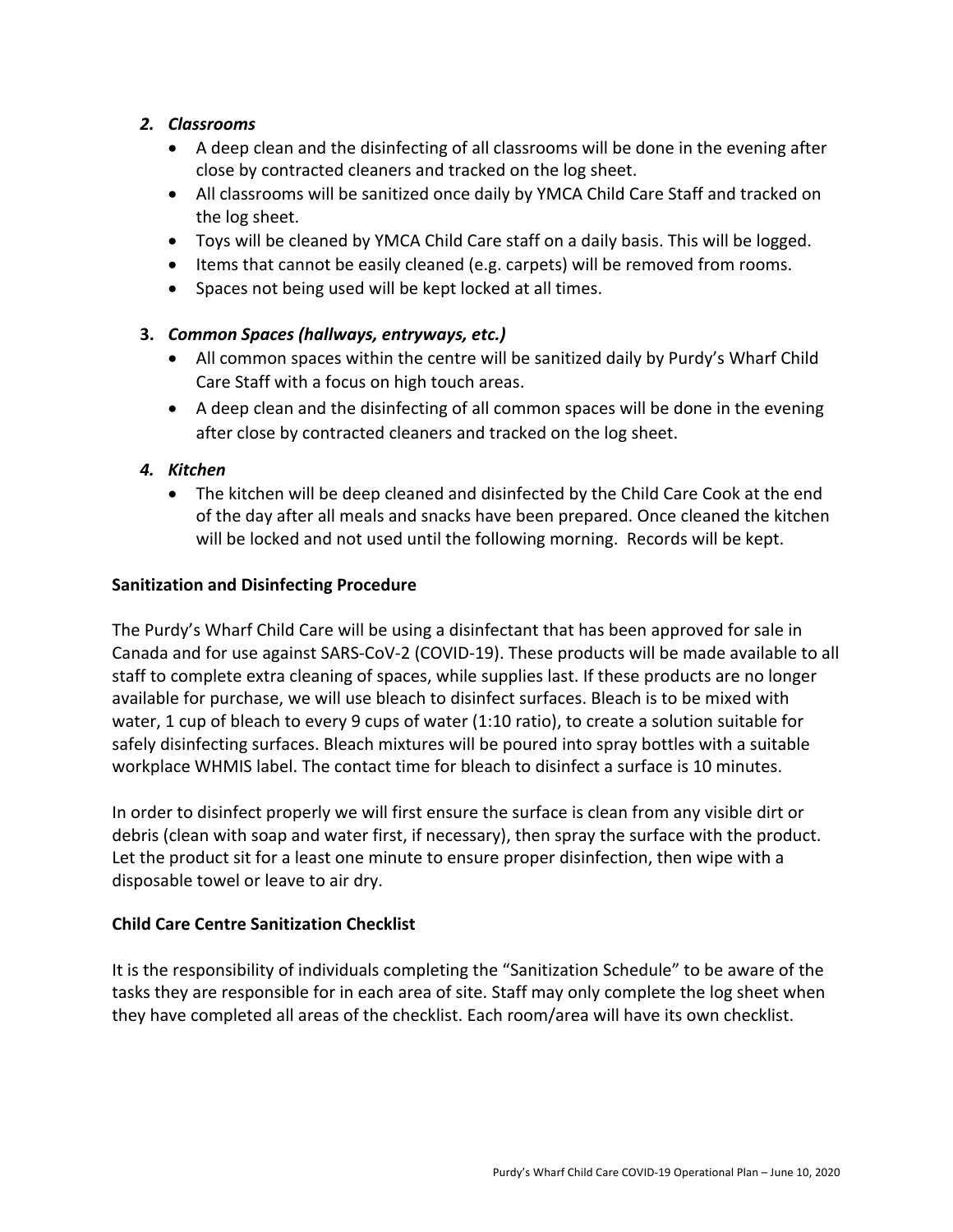2. ***Classrooms***
    - A deep clean and the disinfecting of all classrooms will be done in the evening after close by contracted cleaners and tracked on the log sheet.
    - All classrooms will be sanitized once daily by YMCA Child Care Staff and tracked on the log sheet.
    - Toys will be cleaned by YMCA Child Care staff on a daily basis. This will be logged.
    - Items that cannot be easily cleaned (e.g. carpets) will be removed from rooms.
    - Spaces not being used will be kept locked at all times.

3. ***Common Spaces (hallways, entryways, etc.)***
    - All common spaces within the centre will be sanitized daily by Purdy's Wharf Child Care Staff with a focus on high touch areas.
    - A deep clean and the disinfecting of all common spaces will be done in the evening after close by contracted cleaners and tracked on the log sheet.

4. ***Kitchen***
    - The kitchen will be deep cleaned and disinfected by the Child Care Cook at the end of the day after all meals and snacks have been prepared. Once cleaned the kitchen will be locked and not used until the following morning. Records will be kept.

**Sanitization and Disinfecting Procedure**

The Purdy's Wharf Child Care will be using a disinfectant that has been approved for sale in Canada and for use against SARS-CoV-2 (COVID-19). These products will be made available to all staff to complete extra cleaning of spaces, while supplies last. If these products are no longer available for purchase, we will use bleach to disinfect surfaces. Bleach is to be mixed with water, 1 cup of bleach to every 9 cups of water (1:10 ratio), to create a solution suitable for safely disinfecting surfaces. Bleach mixtures will be poured into spray bottles with a suitable workplace WHMIS label. The contact time for bleach to disinfect a surface is 10 minutes.

In order to disinfect properly we will first ensure the surface is clean from any visible dirt or debris (clean with soap and water first, if necessary), then spray the surface with the product. Let the product sit for a least one minute to ensure proper disinfection, then wipe with a disposable towel or leave to air dry.

**Child Care Centre Sanitization Checklist**

It is the responsibility of individuals completing the "Sanitization Schedule" to be aware of the tasks they are responsible for in each area of site. Staff may only complete the log sheet when they have completed all areas of the checklist. Each room/area will have its own checklist.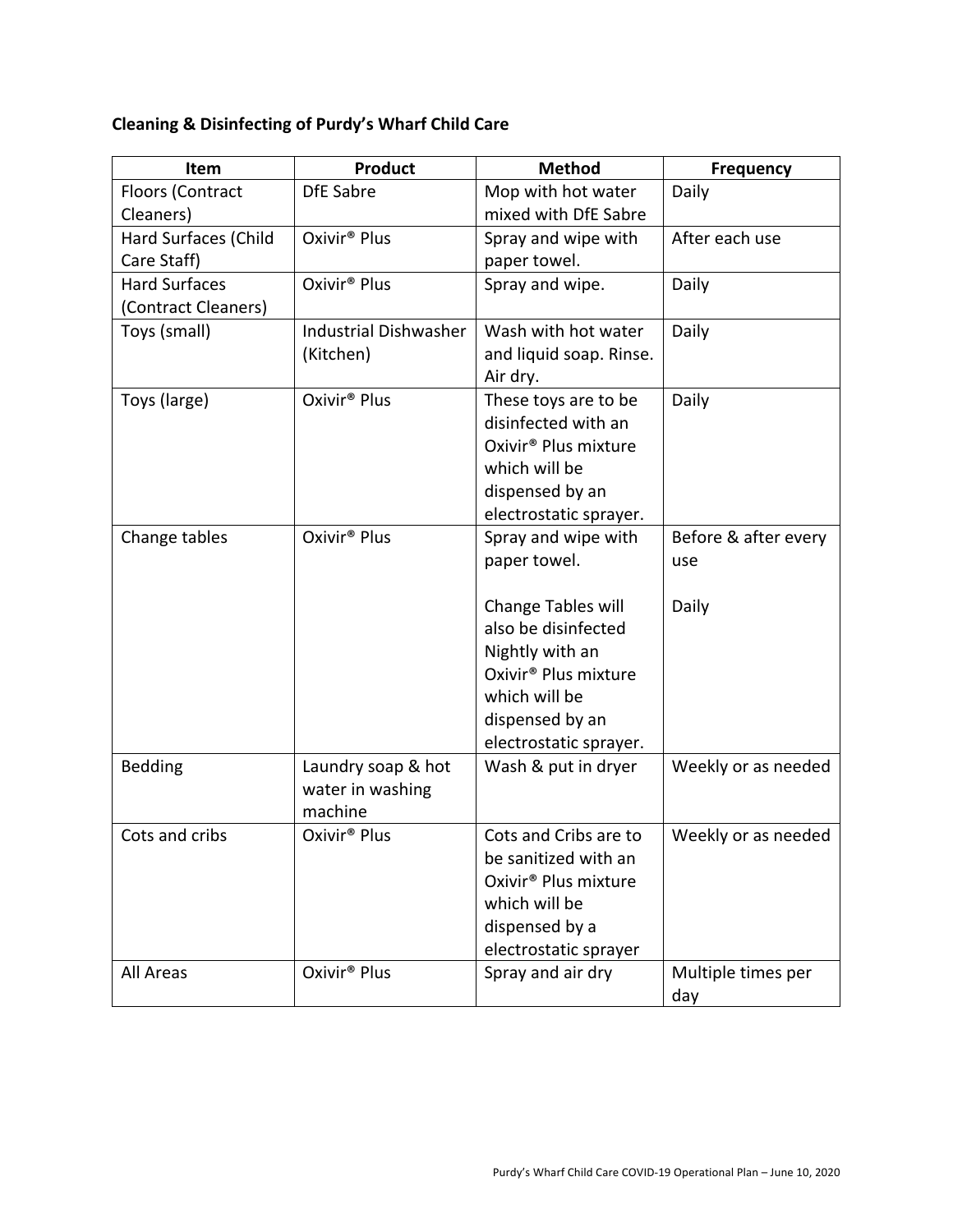**Cleaning & Disinfecting of Purdy's Wharf Child Care**

| Item | Product | Method | Frequency |
|---|---|---|---|
| Floors (Contract Cleaners) | DfE Sabre | Mop with hot water mixed with DfE Sabre | Daily |
| Hard Surfaces (Child Care Staff) | Oxivir® Plus | Spray and wipe with paper towel. | After each use |
| Hard Surfaces (Contract Cleaners) | Oxivir® Plus | Spray and wipe. | Daily |
| Toys (small) | Industrial Dishwasher (Kitchen) | Wash with hot water and liquid soap. Rinse. Air dry. | Daily |
| Toys (large) | Oxivir® Plus | These toys are to be disinfected with an Oxivir® Plus mixture which will be dispensed by an electrostatic sprayer. | Daily |
| Change tables | Oxivir® Plus | Spray and wipe with paper towel.<br><br>Change Tables will also be disinfected Nightly with an Oxivir® Plus mixture which will be dispensed by an electrostatic sprayer. | Before & after every use<br><br>Daily |
| Bedding | Laundry soap & hot water in washing machine | Wash & put in dryer | Weekly or as needed |
| Cots and cribs | Oxivir® Plus | Cots and Cribs are to be sanitized with an Oxivir® Plus mixture which will be dispensed by a electrostatic sprayer | Weekly or as needed |
| All Areas | Oxivir® Plus | Spray and air dry | Multiple times per day |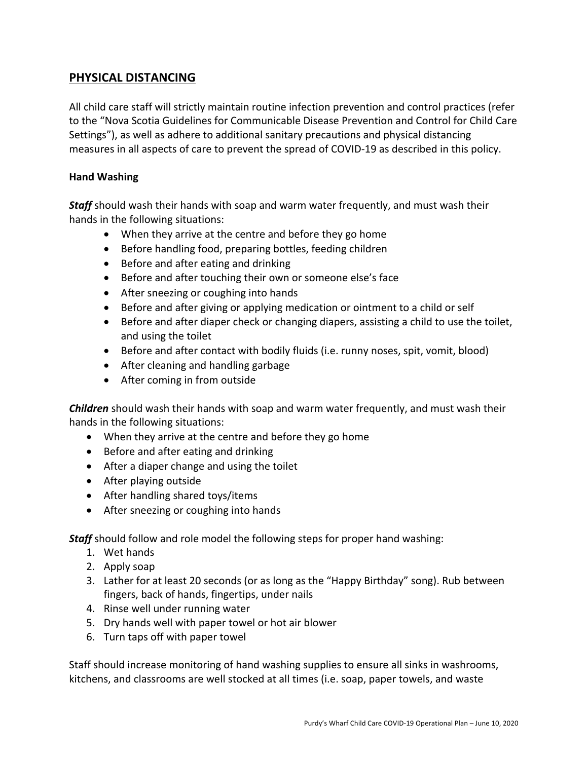## PHYSICAL DISTANCING

All child care staff will strictly maintain routine infection prevention and control practices (refer to the "Nova Scotia Guidelines for Communicable Disease Prevention and Control for Child Care Settings"), as well as adhere to additional sanitary precautions and physical distancing measures in all aspects of care to prevent the spread of COVID-19 as described in this policy.

**Hand Washing**

***Staff*** should wash their hands with soap and warm water frequently, and must wash their hands in the following situations:

- When they arrive at the centre and before they go home
- Before handling food, preparing bottles, feeding children
- Before and after eating and drinking
- Before and after touching their own or someone else's face
- After sneezing or coughing into hands
- Before and after giving or applying medication or ointment to a child or self
- Before and after diaper check or changing diapers, assisting a child to use the toilet, and using the toilet
- Before and after contact with bodily fluids (i.e. runny noses, spit, vomit, blood)
- After cleaning and handling garbage
- After coming in from outside

***Children*** should wash their hands with soap and warm water frequently, and must wash their hands in the following situations:

- When they arrive at the centre and before they go home
- Before and after eating and drinking
- After a diaper change and using the toilet
- After playing outside
- After handling shared toys/items
- After sneezing or coughing into hands

***Staff*** should follow and role model the following steps for proper hand washing:

1. Wet hands
2. Apply soap
3. Lather for at least 20 seconds (or as long as the "Happy Birthday" song). Rub between fingers, back of hands, fingertips, under nails
4. Rinse well under running water
5. Dry hands well with paper towel or hot air blower
6. Turn taps off with paper towel

Staff should increase monitoring of hand washing supplies to ensure all sinks in washrooms, kitchens, and classrooms are well stocked at all times (i.e. soap, paper towels, and waste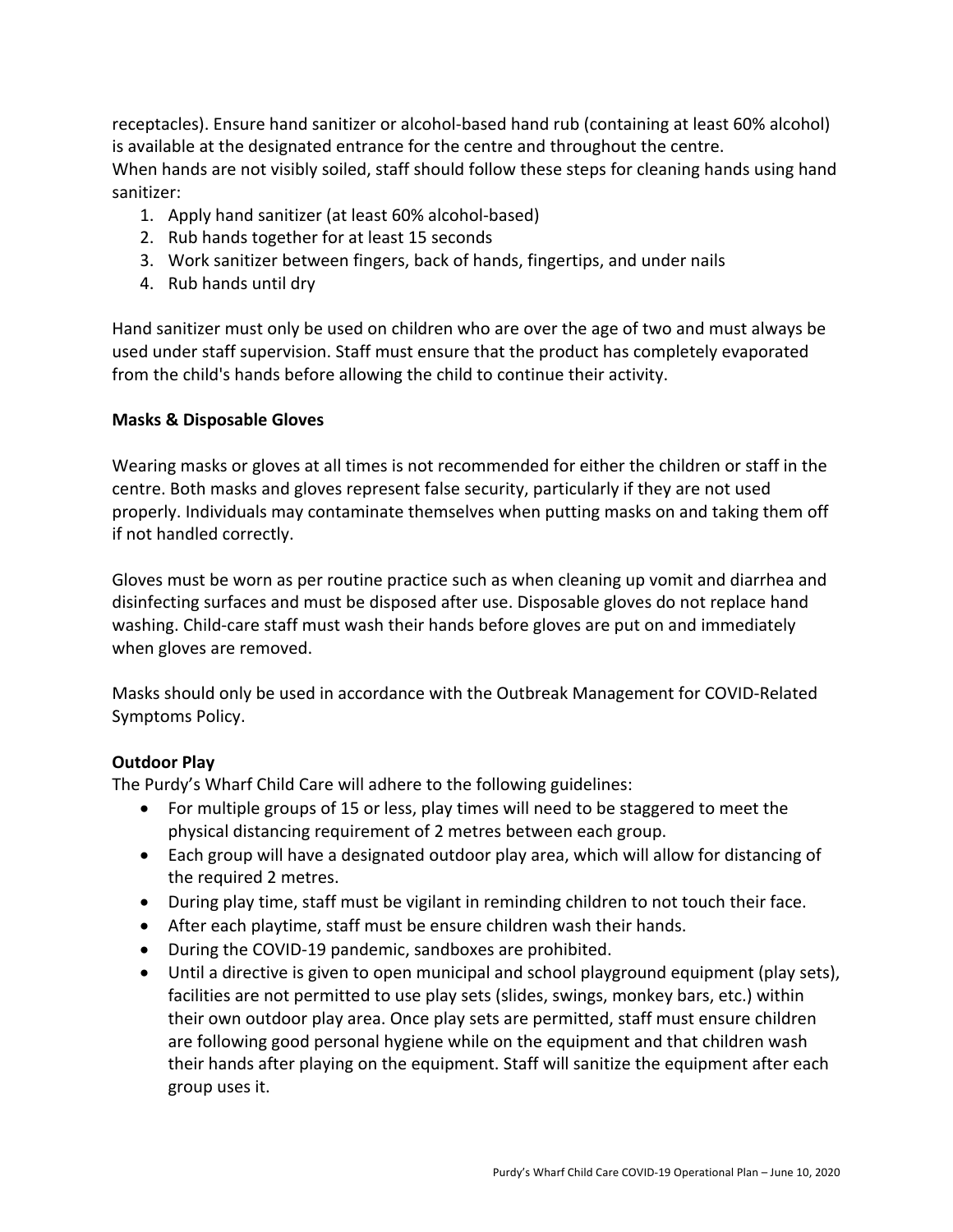receptacles). Ensure hand sanitizer or alcohol-based hand rub (containing at least 60% alcohol) is available at the designated entrance for the centre and throughout the centre.
When hands are not visibly soiled, staff should follow these steps for cleaning hands using hand sanitizer:

1. Apply hand sanitizer (at least 60% alcohol-based)
2. Rub hands together for at least 15 seconds
3. Work sanitizer between fingers, back of hands, fingertips, and under nails
4. Rub hands until dry

Hand sanitizer must only be used on children who are over the age of two and must always be used under staff supervision. Staff must ensure that the product has completely evaporated from the child's hands before allowing the child to continue their activity.

**Masks & Disposable Gloves**

Wearing masks or gloves at all times is not recommended for either the children or staff in the centre. Both masks and gloves represent false security, particularly if they are not used properly. Individuals may contaminate themselves when putting masks on and taking them off if not handled correctly.

Gloves must be worn as per routine practice such as when cleaning up vomit and diarrhea and disinfecting surfaces and must be disposed after use. Disposable gloves do not replace hand washing. Child-care staff must wash their hands before gloves are put on and immediately when gloves are removed.

Masks should only be used in accordance with the Outbreak Management for COVID-Related Symptoms Policy.

**Outdoor Play**

The Purdy's Wharf Child Care will adhere to the following guidelines:

- For multiple groups of 15 or less, play times will need to be staggered to meet the physical distancing requirement of 2 metres between each group.
- Each group will have a designated outdoor play area, which will allow for distancing of the required 2 metres.
- During play time, staff must be vigilant in reminding children to not touch their face.
- After each playtime, staff must be ensure children wash their hands.
- During the COVID-19 pandemic, sandboxes are prohibited.
- Until a directive is given to open municipal and school playground equipment (play sets), facilities are not permitted to use play sets (slides, swings, monkey bars, etc.) within their own outdoor play area. Once play sets are permitted, staff must ensure children are following good personal hygiene while on the equipment and that children wash their hands after playing on the equipment. Staff will sanitize the equipment after each group uses it.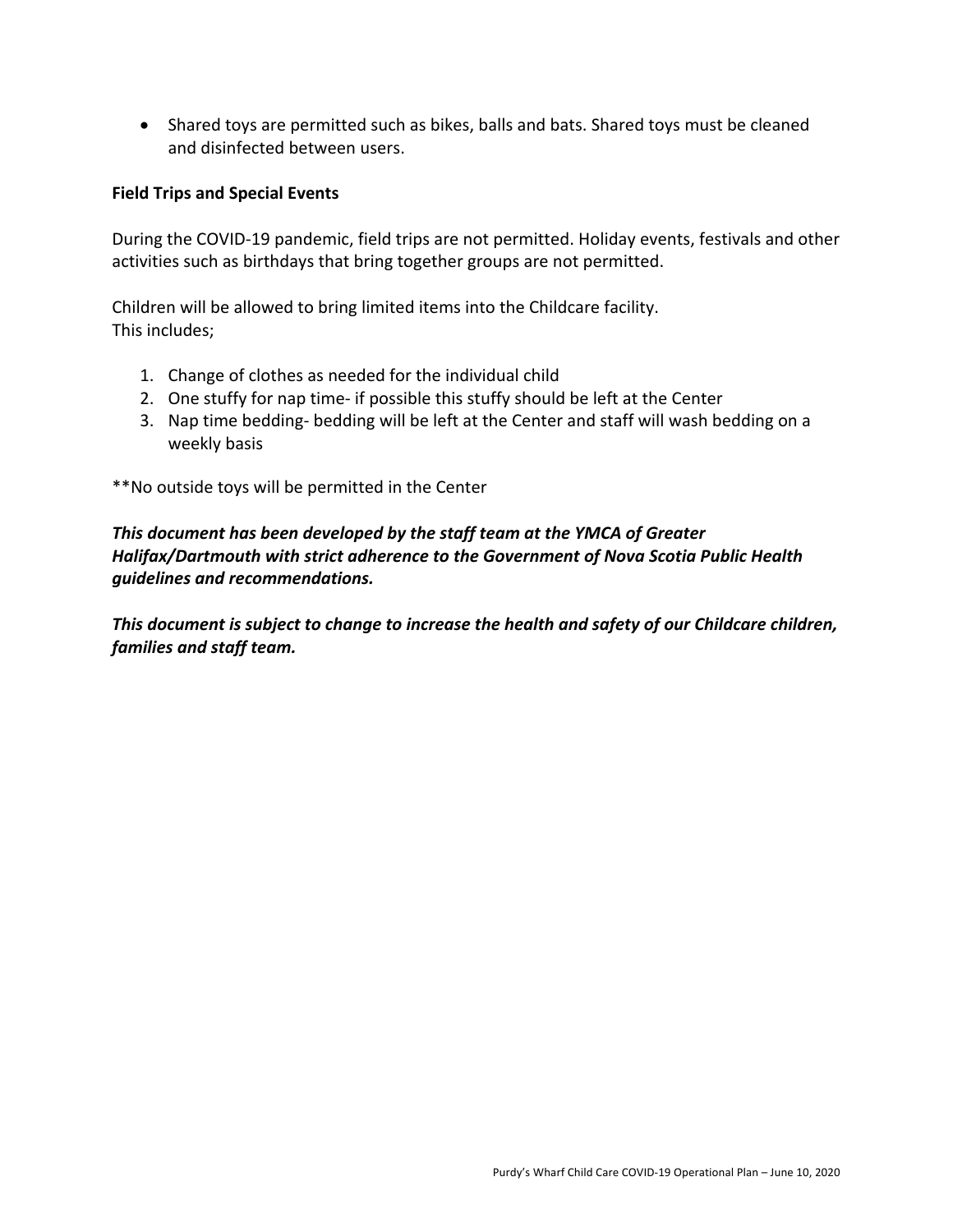- Shared toys are permitted such as bikes, balls and bats. Shared toys must be cleaned and disinfected between users.

**Field Trips and Special Events**

During the COVID-19 pandemic, field trips are not permitted. Holiday events, festivals and other activities such as birthdays that bring together groups are not permitted.

Children will be allowed to bring limited items into the Childcare facility.
This includes;

1. Change of clothes as needed for the individual child
2. One stuffy for nap time- if possible this stuffy should be left at the Center
3. Nap time bedding- bedding will be left at the Center and staff will wash bedding on a weekly basis

**No outside toys will be permitted in the Center

***This document has been developed by the staff team at the YMCA of Greater Halifax/Dartmouth with strict adherence to the Government of Nova Scotia Public Health guidelines and recommendations.***

***This document is subject to change to increase the health and safety of our Childcare children, families and staff team.***